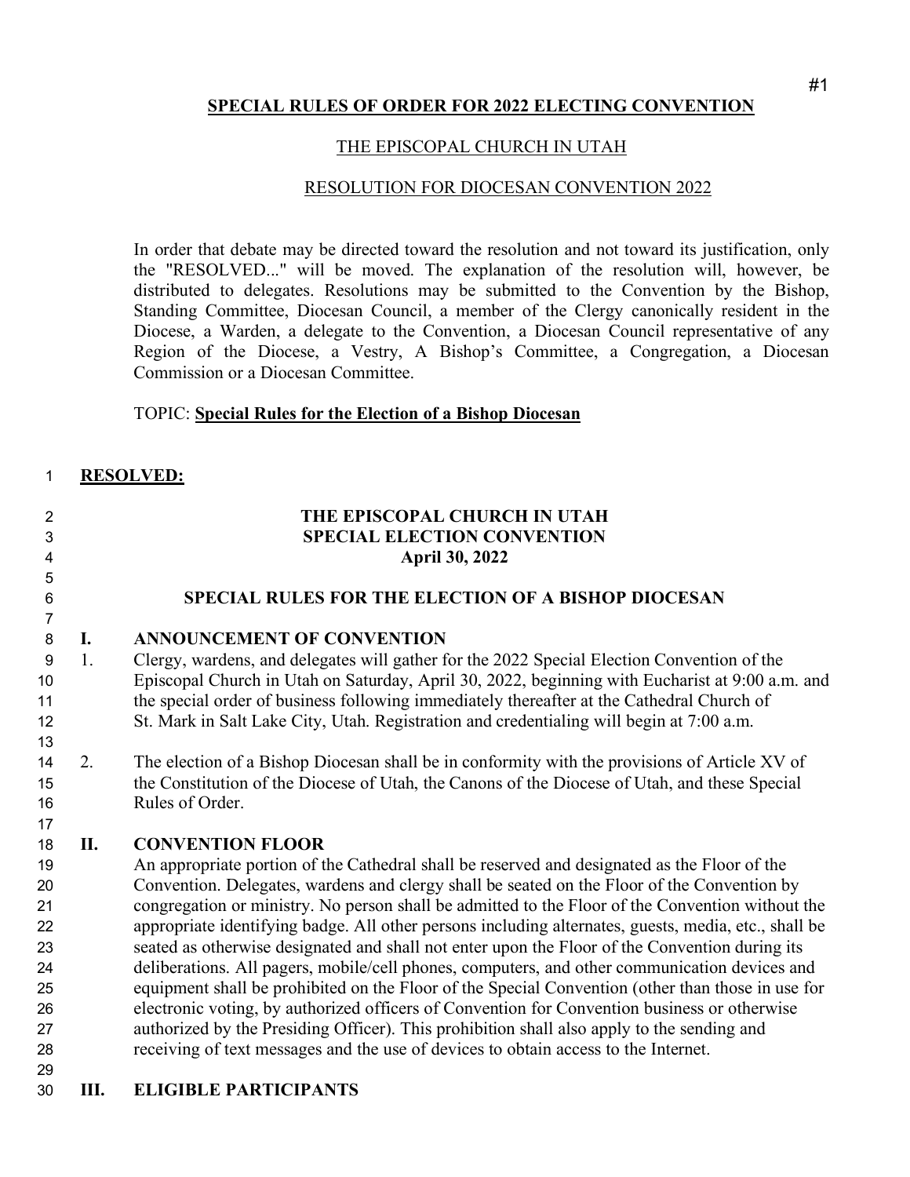**SPECIAL RULES OF ORDER FOR 2022 ELECTING CONVENTION**

THE EPISCOPAL CHURCH IN UTAH

RESOLUTION FOR DIOCESAN CONVENTION 2022

In order that debate may be directed toward the resolution and not toward its justification, only the "RESOLVED..." will be moved. The explanation of the resolution will, however, be distributed to delegates. Resolutions may be submitted to the Convention by the Bishop, Standing Committee, Diocesan Council, a member of the Clergy canonically resident in the Diocese, a Warden, a delegate to the Convention, a Diocesan Council representative of any Region of the Diocese, a Vestry, A Bishop's Committee, a Congregation, a Diocesan Commission or a Diocesan Committee.

TOPIC: **Special Rules for the Election of a Bishop Diocesan**

**RESOLVED:**

**THE EPISCOPAL CHURCH IN UTAH**
**SPECIAL ELECTION CONVENTION**
**April 30, 2022**

## SPECIAL RULES FOR THE ELECTION OF A BISHOP DIOCESAN

### I. ANNOUNCEMENT OF CONVENTION

1. Clergy, wardens, and delegates will gather for the 2022 Special Election Convention of the Episcopal Church in Utah on Saturday, April 30, 2022, beginning with Eucharist at 9:00 a.m. and the special order of business following immediately thereafter at the Cathedral Church of St. Mark in Salt Lake City, Utah. Registration and credentialing will begin at 7:00 a.m.

2. The election of a Bishop Diocesan shall be in conformity with the provisions of Article XV of the Constitution of the Diocese of Utah, the Canons of the Diocese of Utah, and these Special Rules of Order.

### II. CONVENTION FLOOR

An appropriate portion of the Cathedral shall be reserved and designated as the Floor of the Convention. Delegates, wardens and clergy shall be seated on the Floor of the Convention by congregation or ministry. No person shall be admitted to the Floor of the Convention without the appropriate identifying badge. All other persons including alternates, guests, media, etc., shall be seated as otherwise designated and shall not enter upon the Floor of the Convention during its deliberations. All pagers, mobile/cell phones, computers, and other communication devices and equipment shall be prohibited on the Floor of the Special Convention (other than those in use for electronic voting, by authorized officers of Convention for Convention business or otherwise authorized by the Presiding Officer). This prohibition shall also apply to the sending and receiving of text messages and the use of devices to obtain access to the Internet.

### III. ELIGIBLE PARTICIPANTS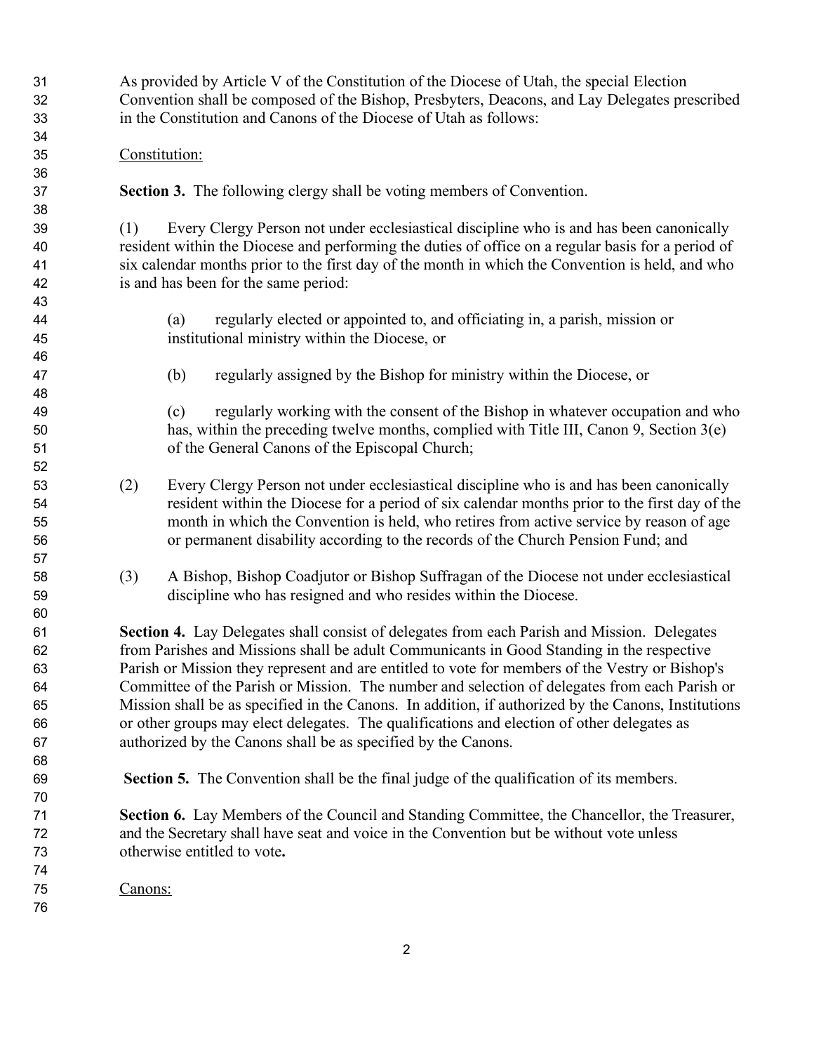As provided by Article V of the Constitution of the Diocese of Utah, the special Election Convention shall be composed of the Bishop, Presbyters, Deacons, and Lay Delegates prescribed in the Constitution and Canons of the Diocese of Utah as follows:

<u>Constitution:</u>

**Section 3.** The following clergy shall be voting members of Convention.

(1) Every Clergy Person not under ecclesiastical discipline who is and has been canonically resident within the Diocese and performing the duties of office on a regular basis for a period of six calendar months prior to the first day of the month in which the Convention is held, and who is and has been for the same period:

> (a) regularly elected or appointed to, and officiating in, a parish, mission or institutional ministry within the Diocese, or
>
> (b) regularly assigned by the Bishop for ministry within the Diocese, or
>
> (c) regularly working with the consent of the Bishop in whatever occupation and who has, within the preceding twelve months, complied with Title III, Canon 9, Section 3(e) of the General Canons of the Episcopal Church;

(2) Every Clergy Person not under ecclesiastical discipline who is and has been canonically resident within the Diocese for a period of six calendar months prior to the first day of the month in which the Convention is held, who retires from active service by reason of age or permanent disability according to the records of the Church Pension Fund; and

(3) A Bishop, Bishop Coadjutor or Bishop Suffragan of the Diocese not under ecclesiastical discipline who has resigned and who resides within the Diocese.

**Section 4.** Lay Delegates shall consist of delegates from each Parish and Mission. Delegates from Parishes and Missions shall be adult Communicants in Good Standing in the respective Parish or Mission they represent and are entitled to vote for members of the Vestry or Bishop's Committee of the Parish or Mission. The number and selection of delegates from each Parish or Mission shall be as specified in the Canons. In addition, if authorized by the Canons, Institutions or other groups may elect delegates. The qualifications and election of other delegates as authorized by the Canons shall be as specified by the Canons.

**Section 5.** The Convention shall be the final judge of the qualification of its members.

**Section 6.** Lay Members of the Council and Standing Committee, the Chancellor, the Treasurer, and the Secretary shall have seat and voice in the Convention but be without vote unless otherwise entitled to vote**.**

<u>Canons:</u>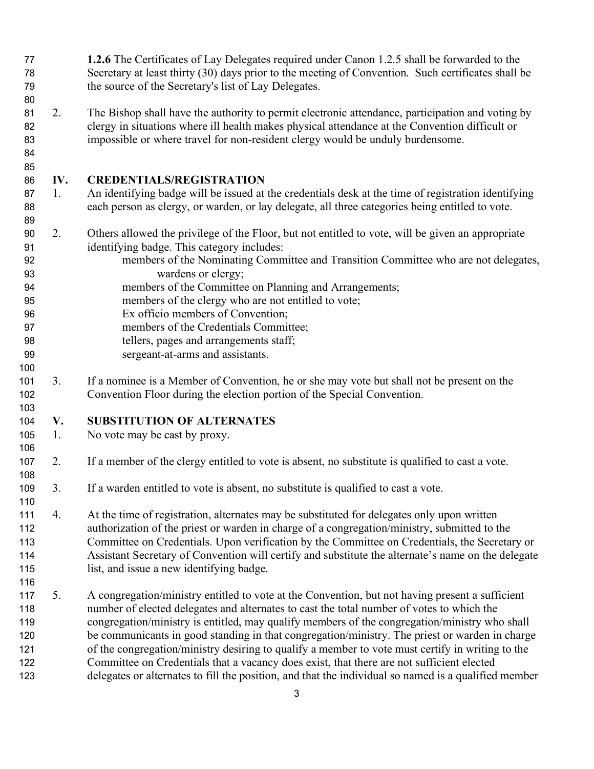**1.2.6** The Certificates of Lay Delegates required under Canon 1.2.5 shall be forwarded to the Secretary at least thirty (30) days prior to the meeting of Convention. Such certificates shall be the source of the Secretary's list of Lay Delegates.

2. The Bishop shall have the authority to permit electronic attendance, participation and voting by clergy in situations where ill health makes physical attendance at the Convention difficult or impossible or where travel for non-resident clergy would be unduly burdensome.

## IV. CREDENTIALS/REGISTRATION

1. An identifying badge will be issued at the credentials desk at the time of registration identifying each person as clergy, or warden, or lay delegate, all three categories being entitled to vote.

2. Others allowed the privilege of the Floor, but not entitled to vote, will be given an appropriate identifying badge. This category includes:
    - members of the Nominating Committee and Transition Committee who are not delegates, wardens or clergy;
    - members of the Committee on Planning and Arrangements;
    - members of the clergy who are not entitled to vote;
    - Ex officio members of Convention;
    - members of the Credentials Committee;
    - tellers, pages and arrangements staff;
    - sergeant-at-arms and assistants.

3. If a nominee is a Member of Convention, he or she may vote but shall not be present on the Convention Floor during the election portion of the Special Convention.

## V. SUBSTITUTION OF ALTERNATES

1. No vote may be cast by proxy.

2. If a member of the clergy entitled to vote is absent, no substitute is qualified to cast a vote.

3. If a warden entitled to vote is absent, no substitute is qualified to cast a vote.

4. At the time of registration, alternates may be substituted for delegates only upon written authorization of the priest or warden in charge of a congregation/ministry, submitted to the Committee on Credentials. Upon verification by the Committee on Credentials, the Secretary or Assistant Secretary of Convention will certify and substitute the alternate's name on the delegate list, and issue a new identifying badge.

5. A congregation/ministry entitled to vote at the Convention, but not having present a sufficient number of elected delegates and alternates to cast the total number of votes to which the congregation/ministry is entitled, may qualify members of the congregation/ministry who shall be communicants in good standing in that congregation/ministry. The priest or warden in charge of the congregation/ministry desiring to qualify a member to vote must certify in writing to the Committee on Credentials that a vacancy does exist, that there are not sufficient elected delegates or alternates to fill the position, and that the individual so named is a qualified member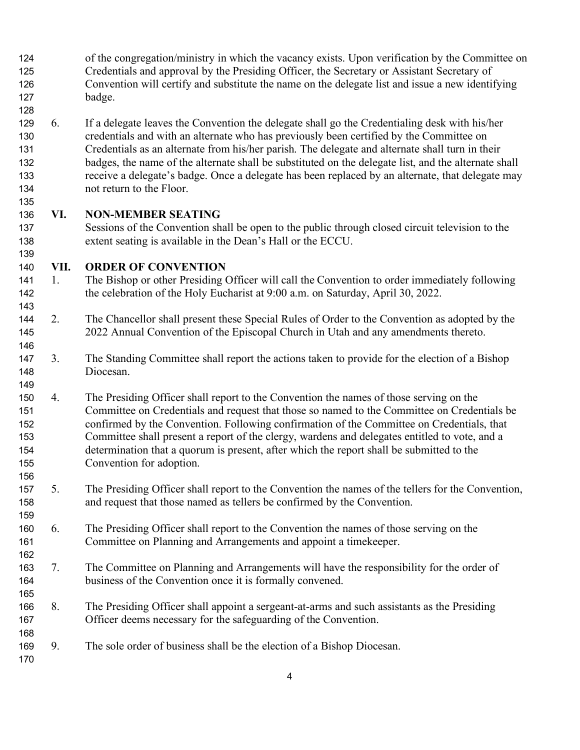of the congregation/ministry in which the vacancy exists. Upon verification by the Committee on Credentials and approval by the Presiding Officer, the Secretary or Assistant Secretary of Convention will certify and substitute the name on the delegate list and issue a new identifying badge.

6. If a delegate leaves the Convention the delegate shall go the Credentialing desk with his/her credentials and with an alternate who has previously been certified by the Committee on Credentials as an alternate from his/her parish. The delegate and alternate shall turn in their badges, the name of the alternate shall be substituted on the delegate list, and the alternate shall receive a delegate's badge. Once a delegate has been replaced by an alternate, that delegate may not return to the Floor.

## VI. NON-MEMBER SEATING

Sessions of the Convention shall be open to the public through closed circuit television to the extent seating is available in the Dean's Hall or the ECCU.

## VII. ORDER OF CONVENTION

1. The Bishop or other Presiding Officer will call the Convention to order immediately following the celebration of the Holy Eucharist at 9:00 a.m. on Saturday, April 30, 2022.

2. The Chancellor shall present these Special Rules of Order to the Convention as adopted by the 2022 Annual Convention of the Episcopal Church in Utah and any amendments thereto.

3. The Standing Committee shall report the actions taken to provide for the election of a Bishop Diocesan.

4. The Presiding Officer shall report to the Convention the names of those serving on the Committee on Credentials and request that those so named to the Committee on Credentials be confirmed by the Convention. Following confirmation of the Committee on Credentials, that Committee shall present a report of the clergy, wardens and delegates entitled to vote, and a determination that a quorum is present, after which the report shall be submitted to the Convention for adoption.

5. The Presiding Officer shall report to the Convention the names of the tellers for the Convention, and request that those named as tellers be confirmed by the Convention.

6. The Presiding Officer shall report to the Convention the names of those serving on the Committee on Planning and Arrangements and appoint a timekeeper.

7. The Committee on Planning and Arrangements will have the responsibility for the order of business of the Convention once it is formally convened.

8. The Presiding Officer shall appoint a sergeant-at-arms and such assistants as the Presiding Officer deems necessary for the safeguarding of the Convention.

9. The sole order of business shall be the election of a Bishop Diocesan.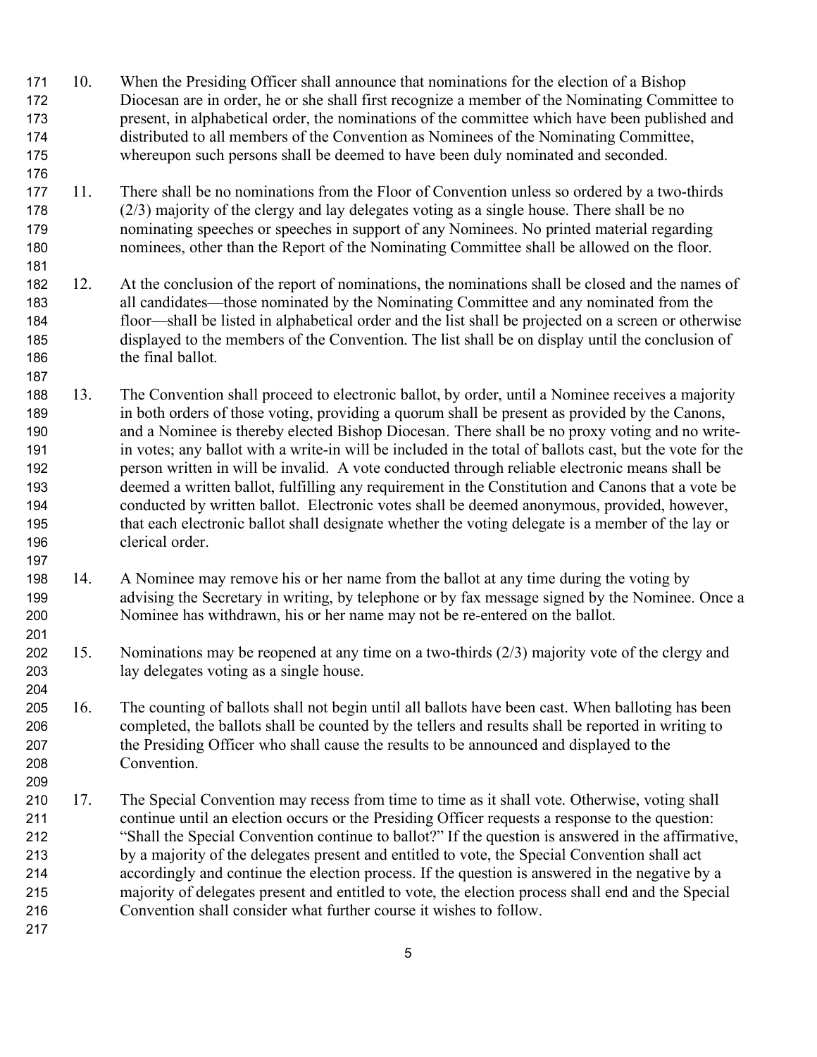10. When the Presiding Officer shall announce that nominations for the election of a Bishop Diocesan are in order, he or she shall first recognize a member of the Nominating Committee to present, in alphabetical order, the nominations of the committee which have been published and distributed to all members of the Convention as Nominees of the Nominating Committee, whereupon such persons shall be deemed to have been duly nominated and seconded.

11. There shall be no nominations from the Floor of Convention unless so ordered by a two-thirds (2/3) majority of the clergy and lay delegates voting as a single house. There shall be no nominating speeches or speeches in support of any Nominees. No printed material regarding nominees, other than the Report of the Nominating Committee shall be allowed on the floor.

12. At the conclusion of the report of nominations, the nominations shall be closed and the names of all candidates—those nominated by the Nominating Committee and any nominated from the floor—shall be listed in alphabetical order and the list shall be projected on a screen or otherwise displayed to the members of the Convention. The list shall be on display until the conclusion of the final ballot.

13. The Convention shall proceed to electronic ballot, by order, until a Nominee receives a majority in both orders of those voting, providing a quorum shall be present as provided by the Canons, and a Nominee is thereby elected Bishop Diocesan. There shall be no proxy voting and no write-in votes; any ballot with a write-in will be included in the total of ballots cast, but the vote for the person written in will be invalid. A vote conducted through reliable electronic means shall be deemed a written ballot, fulfilling any requirement in the Constitution and Canons that a vote be conducted by written ballot. Electronic votes shall be deemed anonymous, provided, however, that each electronic ballot shall designate whether the voting delegate is a member of the lay or clerical order.

14. A Nominee may remove his or her name from the ballot at any time during the voting by advising the Secretary in writing, by telephone or by fax message signed by the Nominee. Once a Nominee has withdrawn, his or her name may not be re-entered on the ballot.

15. Nominations may be reopened at any time on a two-thirds (2/3) majority vote of the clergy and lay delegates voting as a single house.

16. The counting of ballots shall not begin until all ballots have been cast. When balloting has been completed, the ballots shall be counted by the tellers and results shall be reported in writing to the Presiding Officer who shall cause the results to be announced and displayed to the Convention.

17. The Special Convention may recess from time to time as it shall vote. Otherwise, voting shall continue until an election occurs or the Presiding Officer requests a response to the question: "Shall the Special Convention continue to ballot?" If the question is answered in the affirmative, by a majority of the delegates present and entitled to vote, the Special Convention shall act accordingly and continue the election process. If the question is answered in the negative by a majority of delegates present and entitled to vote, the election process shall end and the Special Convention shall consider what further course it wishes to follow.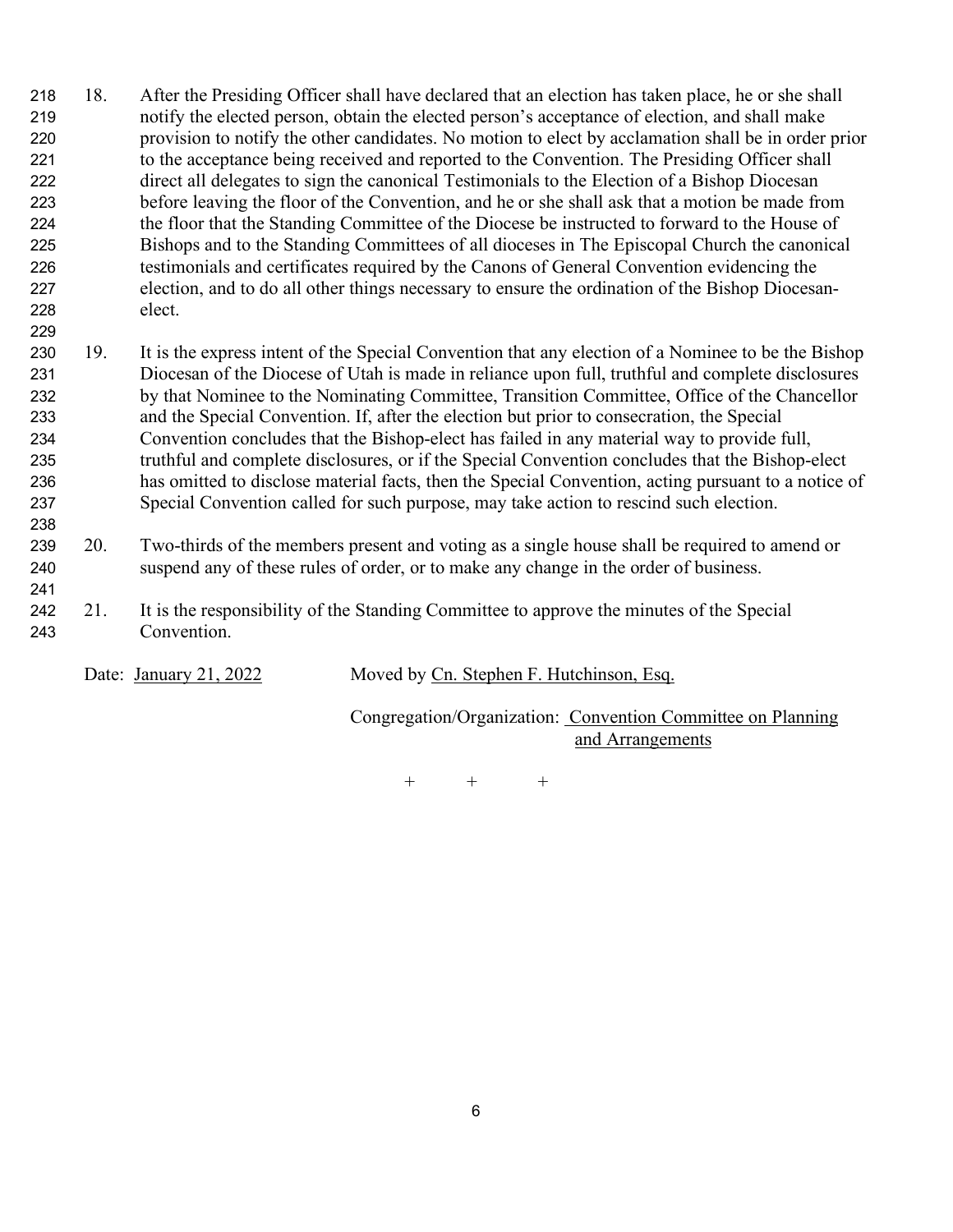18. After the Presiding Officer shall have declared that an election has taken place, he or she shall notify the elected person, obtain the elected person's acceptance of election, and shall make provision to notify the other candidates. No motion to elect by acclamation shall be in order prior to the acceptance being received and reported to the Convention. The Presiding Officer shall direct all delegates to sign the canonical Testimonials to the Election of a Bishop Diocesan before leaving the floor of the Convention, and he or she shall ask that a motion be made from the floor that the Standing Committee of the Diocese be instructed to forward to the House of Bishops and to the Standing Committees of all dioceses in The Episcopal Church the canonical testimonials and certificates required by the Canons of General Convention evidencing the election, and to do all other things necessary to ensure the ordination of the Bishop Diocesan-elect.

19. It is the express intent of the Special Convention that any election of a Nominee to be the Bishop Diocesan of the Diocese of Utah is made in reliance upon full, truthful and complete disclosures by that Nominee to the Nominating Committee, Transition Committee, Office of the Chancellor and the Special Convention. If, after the election but prior to consecration, the Special Convention concludes that the Bishop-elect has failed in any material way to provide full, truthful and complete disclosures, or if the Special Convention concludes that the Bishop-elect has omitted to disclose material facts, then the Special Convention, acting pursuant to a notice of Special Convention called for such purpose, may take action to rescind such election.

20. Two-thirds of the members present and voting as a single house shall be required to amend or suspend any of these rules of order, or to make any change in the order of business.

21. It is the responsibility of the Standing Committee to approve the minutes of the Special Convention.

Date: January 21, 2022

Moved by Cn. Stephen F. Hutchinson, Esq.

Congregation/Organization: Convention Committee on Planning and Arrangements

\+ \+ \+